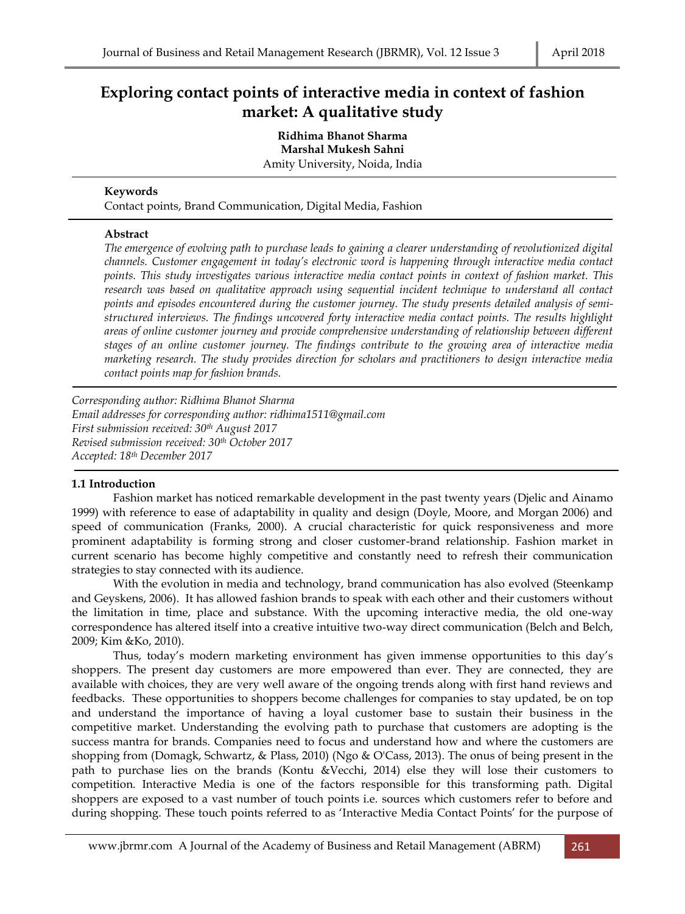# Exploring contact points of interactive media in context of fashion market: A qualitative study

**Ridhima Bhanot Sharma**
**Marshal Mukesh Sahni**
Amity University, Noida, India

**Keywords**
Contact points, Brand Communication, Digital Media, Fashion

**Abstract**
*The emergence of evolving path to purchase leads to gaining a clearer understanding of revolutionized digital channels. Customer engagement in today's electronic word is happening through interactive media contact points. This study investigates various interactive media contact points in context of fashion market. This research was based on qualitative approach using sequential incident technique to understand all contact points and episodes encountered during the customer journey. The study presents detailed analysis of semi-structured interviews. The findings uncovered forty interactive media contact points. The results highlight areas of online customer journey and provide comprehensive understanding of relationship between different stages of an online customer journey. The findings contribute to the growing area of interactive media marketing research. The study provides direction for scholars and practitioners to design interactive media contact points map for fashion brands.*

*Corresponding author: Ridhima Bhanot Sharma*
*Email addresses for corresponding author: ridhima1511@gmail.com*
*First submission received: 30th August 2017*
*Revised submission received: 30th October 2017*
*Accepted: 18th December 2017*

### 1.1 Introduction

Fashion market has noticed remarkable development in the past twenty years (Djelic and Ainamo 1999) with reference to ease of adaptability in quality and design (Doyle, Moore, and Morgan 2006) and speed of communication (Franks, 2000). A crucial characteristic for quick responsiveness and more prominent adaptability is forming strong and closer customer-brand relationship. Fashion market in current scenario has become highly competitive and constantly need to refresh their communication strategies to stay connected with its audience.

With the evolution in media and technology, brand communication has also evolved (Steenkamp and Geyskens, 2006). It has allowed fashion brands to speak with each other and their customers without the limitation in time, place and substance. With the upcoming interactive media, the old one-way correspondence has altered itself into a creative intuitive two-way direct communication (Belch and Belch, 2009; Kim &Ko, 2010).

Thus, today's modern marketing environment has given immense opportunities to this day's shoppers. The present day customers are more empowered than ever. They are connected, they are available with choices, they are very well aware of the ongoing trends along with first hand reviews and feedbacks. These opportunities to shoppers become challenges for companies to stay updated, be on top and understand the importance of having a loyal customer base to sustain their business in the competitive market. Understanding the evolving path to purchase that customers are adopting is the success mantra for brands. Companies need to focus and understand how and where the customers are shopping from (Domagk, Schwartz, & Plass, 2010) (Ngo & O'Cass, 2013). The onus of being present in the path to purchase lies on the brands (Kontu &Vecchi, 2014) else they will lose their customers to competition. Interactive Media is one of the factors responsible for this transforming path. Digital shoppers are exposed to a vast number of touch points i.e. sources which customers refer to before and during shopping. These touch points referred to as 'Interactive Media Contact Points' for the purpose of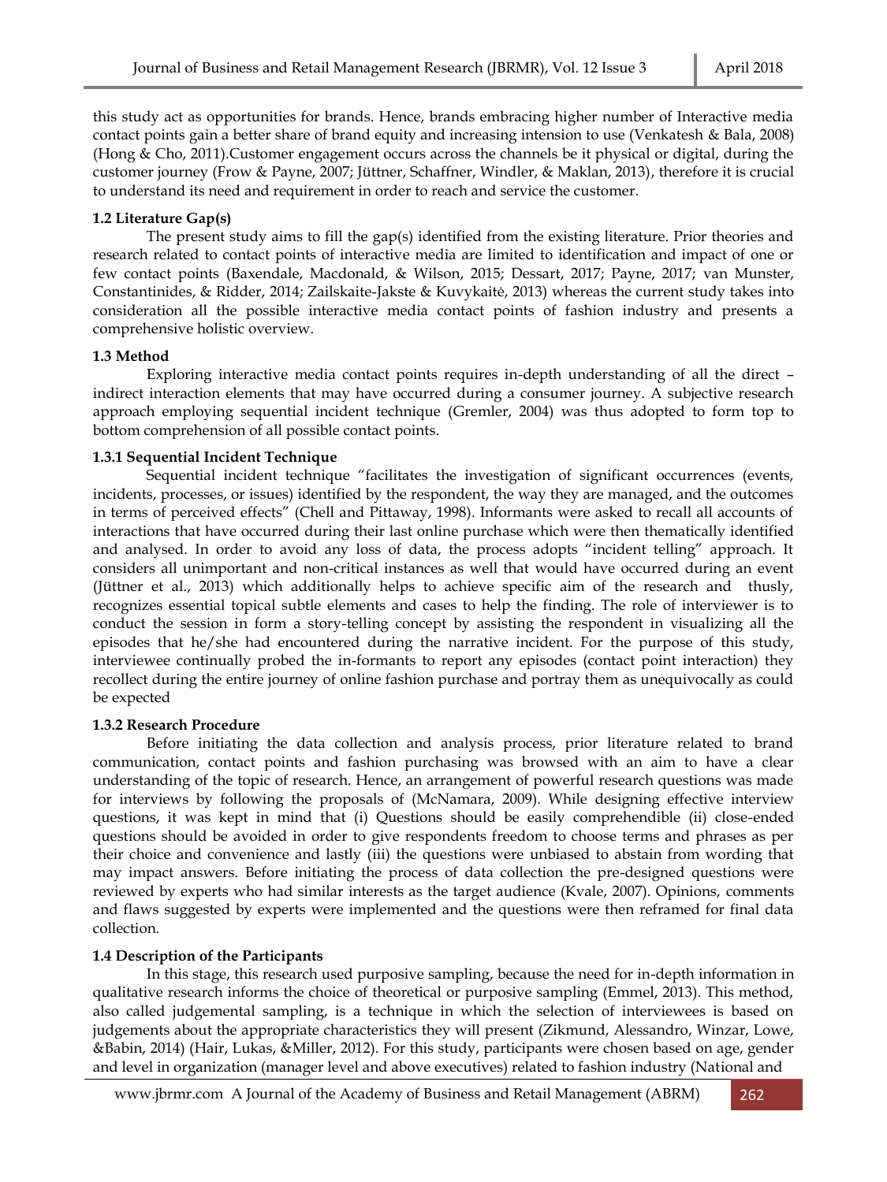this study act as opportunities for brands. Hence, brands embracing higher number of Interactive media contact points gain a better share of brand equity and increasing intension to use (Venkatesh & Bala, 2008) (Hong & Cho, 2011).Customer engagement occurs across the channels be it physical or digital, during the customer journey (Frow & Payne, 2007; Jüttner, Schaffner, Windler, & Maklan, 2013), therefore it is crucial to understand its need and requirement in order to reach and service the customer.

### 1.2 Literature Gap(s)

The present study aims to fill the gap(s) identified from the existing literature. Prior theories and research related to contact points of interactive media are limited to identification and impact of one or few contact points (Baxendale, Macdonald, & Wilson, 2015; Dessart, 2017; Payne, 2017; van Munster, Constantinides, & Ridder, 2014; Zailskaite-Jakste & Kuvykaitė, 2013) whereas the current study takes into consideration all the possible interactive media contact points of fashion industry and presents a comprehensive holistic overview.

### 1.3 Method

Exploring interactive media contact points requires in-depth understanding of all the direct – indirect interaction elements that may have occurred during a consumer journey. A subjective research approach employing sequential incident technique (Gremler, 2004) was thus adopted to form top to bottom comprehension of all possible contact points.

#### 1.3.1 Sequential Incident Technique

Sequential incident technique "facilitates the investigation of significant occurrences (events, incidents, processes, or issues) identified by the respondent, the way they are managed, and the outcomes in terms of perceived effects" (Chell and Pittaway, 1998). Informants were asked to recall all accounts of interactions that have occurred during their last online purchase which were then thematically identified and analysed. In order to avoid any loss of data, the process adopts "incident telling" approach. It considers all unimportant and non-critical instances as well that would have occurred during an event (Jüttner et al., 2013) which additionally helps to achieve specific aim of the research and thusly, recognizes essential topical subtle elements and cases to help the finding. The role of interviewer is to conduct the session in form a story-telling concept by assisting the respondent in visualizing all the episodes that he/she had encountered during the narrative incident. For the purpose of this study, interviewee continually probed the in-formants to report any episodes (contact point interaction) they recollect during the entire journey of online fashion purchase and portray them as unequivocally as could be expected

#### 1.3.2 Research Procedure

Before initiating the data collection and analysis process, prior literature related to brand communication, contact points and fashion purchasing was browsed with an aim to have a clear understanding of the topic of research. Hence, an arrangement of powerful research questions was made for interviews by following the proposals of (McNamara, 2009). While designing effective interview questions, it was kept in mind that (i) Questions should be easily comprehendible (ii) close-ended questions should be avoided in order to give respondents freedom to choose terms and phrases as per their choice and convenience and lastly (iii) the questions were unbiased to abstain from wording that may impact answers. Before initiating the process of data collection the pre-designed questions were reviewed by experts who had similar interests as the target audience (Kvale, 2007). Opinions, comments and flaws suggested by experts were implemented and the questions were then reframed for final data collection.

### 1.4 Description of the Participants

In this stage, this research used purposive sampling, because the need for in-depth information in qualitative research informs the choice of theoretical or purposive sampling (Emmel, 2013). This method, also called judgemental sampling, is a technique in which the selection of interviewees is based on judgements about the appropriate characteristics they will present (Zikmund, Alessandro, Winzar, Lowe, &Babin, 2014) (Hair, Lukas, &Miller, 2012). For this study, participants were chosen based on age, gender and level in organization (manager level and above executives) related to fashion industry (National and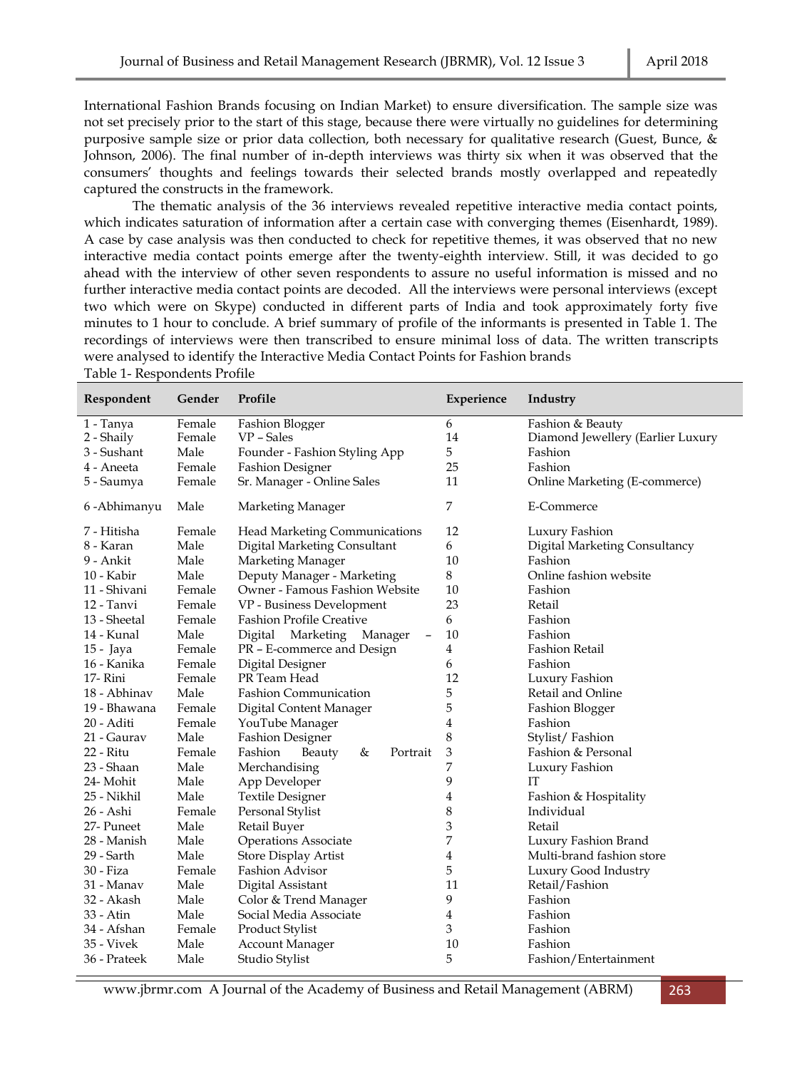International Fashion Brands focusing on Indian Market) to ensure diversification. The sample size was not set precisely prior to the start of this stage, because there were virtually no guidelines for determining purposive sample size or prior data collection, both necessary for qualitative research (Guest, Bunce, & Johnson, 2006). The final number of in-depth interviews was thirty six when it was observed that the consumers' thoughts and feelings towards their selected brands mostly overlapped and repeatedly captured the constructs in the framework.

The thematic analysis of the 36 interviews revealed repetitive interactive media contact points, which indicates saturation of information after a certain case with converging themes (Eisenhardt, 1989). A case by case analysis was then conducted to check for repetitive themes, it was observed that no new interactive media contact points emerge after the twenty-eighth interview. Still, it was decided to go ahead with the interview of other seven respondents to assure no useful information is missed and no further interactive media contact points are decoded. All the interviews were personal interviews (except two which were on Skype) conducted in different parts of India and took approximately forty five minutes to 1 hour to conclude. A brief summary of profile of the informants is presented in Table 1. The recordings of interviews were then transcribed to ensure minimal loss of data. The written transcripts were analysed to identify the Interactive Media Contact Points for Fashion brands

Table 1- Respondents Profile

| Respondent | Gender | Profile | Experience | Industry |
|---|---|---|---|---|
| 1 - Tanya | Female | Fashion Blogger | 6 | Fashion & Beauty |
| 2 - Shaily | Female | VP – Sales | 14 | Diamond Jewellery (Earlier Luxury |
| 3 - Sushant | Male | Founder - Fashion Styling App | 5 | Fashion |
| 4 - Aneeta | Female | Fashion Designer | 25 | Fashion |
| 5 - Saumya | Female | Sr. Manager - Online Sales | 11 | Online Marketing (E-commerce) |
| 6 -Abhimanyu | Male | Marketing Manager | 7 | E-Commerce |
| 7 - Hitisha | Female | Head Marketing Communications | 12 | Luxury Fashion |
| 8 - Karan | Male | Digital Marketing Consultant | 6 | Digital Marketing Consultancy |
| 9 - Ankit | Male | Marketing Manager | 10 | Fashion |
| 10 - Kabir | Male | Deputy Manager - Marketing | 8 | Online fashion website |
| 11 - Shivani | Female | Owner - Famous Fashion Website | 10 | Fashion |
| 12 - Tanvi | Female | VP - Business Development | 23 | Retail |
| 13 - Sheetal | Female | Fashion Profile Creative | 6 | Fashion |
| 14 - Kunal | Male | Digital Marketing Manager – | 10 | Fashion |
| 15 - Jaya | Female | PR – E-commerce and Design | 4 | Fashion Retail |
| 16 - Kanika | Female | Digital Designer | 6 | Fashion |
| 17- Rini | Female | PR Team Head | 12 | Luxury Fashion |
| 18 - Abhinav | Male | Fashion Communication | 5 | Retail and Online |
| 19 - Bhawana | Female | Digital Content Manager | 5 | Fashion Blogger |
| 20 - Aditi | Female | YouTube Manager | 4 | Fashion |
| 21 - Gaurav | Male | Fashion Designer | 8 | Stylist/ Fashion |
| 22 - Ritu | Female | Fashion Beauty & Portrait | 3 | Fashion & Personal |
| 23 - Shaan | Male | Merchandising | 7 | Luxury Fashion |
| 24- Mohit | Male | App Developer | 9 | IT |
| 25 - Nikhil | Male | Textile Designer | 4 | Fashion & Hospitality |
| 26 - Ashi | Female | Personal Stylist | 8 | Individual |
| 27- Puneet | Male | Retail Buyer | 3 | Retail |
| 28 - Manish | Male | Operations Associate | 7 | Luxury Fashion Brand |
| 29 - Sarth | Male | Store Display Artist | 4 | Multi-brand fashion store |
| 30 - Fiza | Female | Fashion Advisor | 5 | Luxury Good Industry |
| 31 - Manav | Male | Digital Assistant | 11 | Retail/Fashion |
| 32 - Akash | Male | Color & Trend Manager | 9 | Fashion |
| 33 - Atin | Male | Social Media Associate | 4 | Fashion |
| 34 - Afshan | Female | Product Stylist | 3 | Fashion |
| 35 - Vivek | Male | Account Manager | 10 | Fashion |
| 36 - Prateek | Male | Studio Stylist | 5 | Fashion/Entertainment |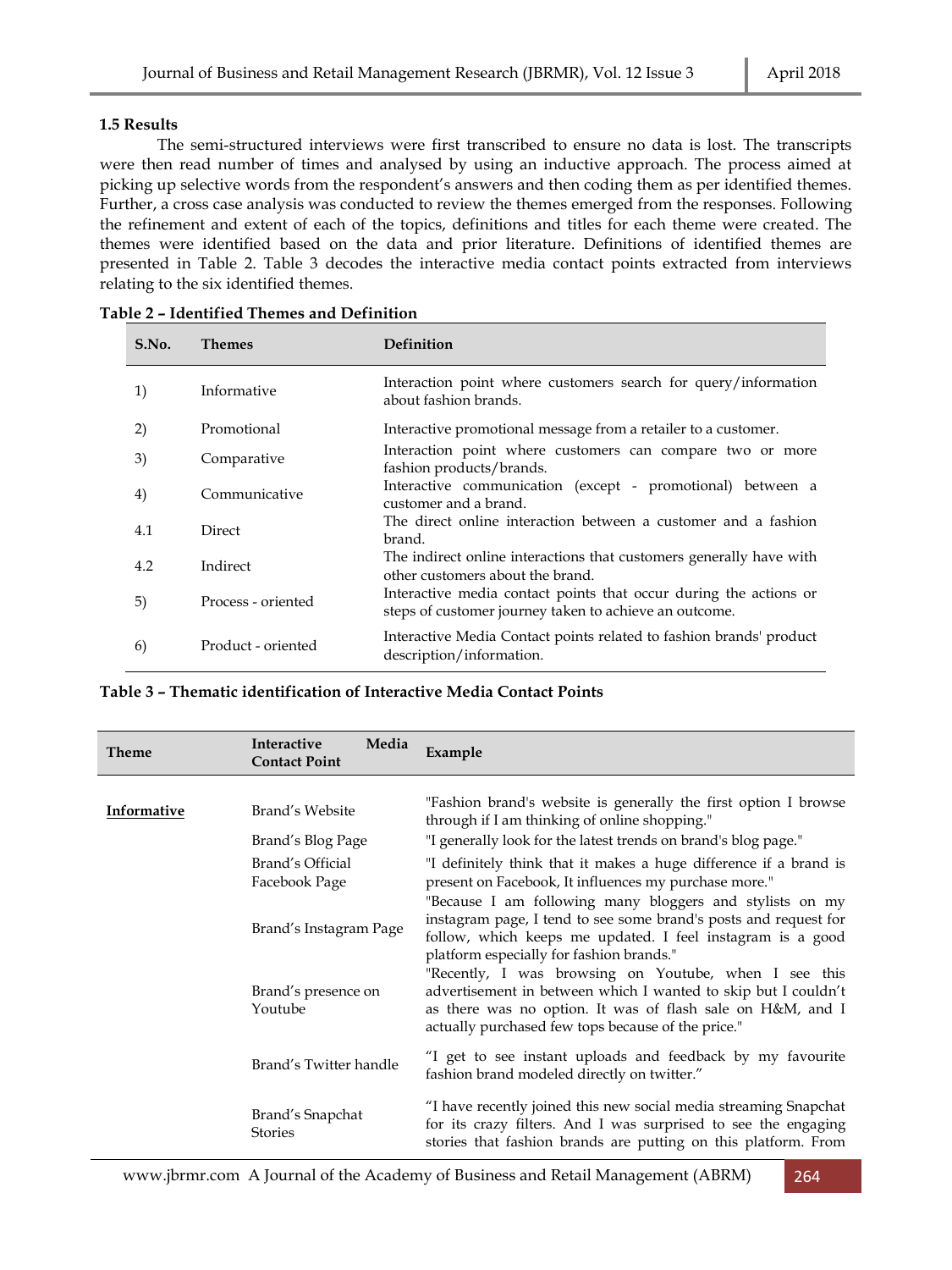### 1.5 Results

The semi-structured interviews were first transcribed to ensure no data is lost. The transcripts were then read number of times and analysed by using an inductive approach. The process aimed at picking up selective words from the respondent's answers and then coding them as per identified themes. Further, a cross case analysis was conducted to review the themes emerged from the responses. Following the refinement and extent of each of the topics, definitions and titles for each theme were created. The themes were identified based on the data and prior literature. Definitions of identified themes are presented in Table 2. Table 3 decodes the interactive media contact points extracted from interviews relating to the six identified themes.

**Table 2 – Identified Themes and Definition**

| S.No. | Themes | Definition |
|---|---|---|
| 1) | Informative | Interaction point where customers search for query/information about fashion brands. |
| 2) | Promotional | Interactive promotional message from a retailer to a customer. |
| 3) | Comparative | Interaction point where customers can compare two or more fashion products/brands. |
| 4) | Communicative | Interactive communication (except - promotional) between a customer and a brand. |
| 4.1 | Direct | The direct online interaction between a customer and a fashion brand. |
| 4.2 | Indirect | The indirect online interactions that customers generally have with other customers about the brand. |
| 5) | Process - oriented | Interactive media contact points that occur during the actions or steps of customer journey taken to achieve an outcome. |
| 6) | Product - oriented | Interactive Media Contact points related to fashion brands' product description/information. |

**Table 3 – Thematic identification of Interactive Media Contact Points**

| Theme | Interactive Media Contact Point | Example |
|---|---|---|
| **Informative** | Brand's Website | "Fashion brand's website is generally the first option I browse through if I am thinking of online shopping." |
| | Brand's Blog Page | "I generally look for the latest trends on brand's blog page." |
| | Brand's Official Facebook Page | "I definitely think that it makes a huge difference if a brand is present on Facebook, It influences my purchase more." |
| | Brand's Instagram Page | "Because I am following many bloggers and stylists on my instagram page, I tend to see some brand's posts and request for follow, which keeps me updated. I feel instagram is a good platform especially for fashion brands." |
| | Brand's presence on Youtube | "Recently, I was browsing on Youtube, when I see this advertisement in between which I wanted to skip but I couldn't as there was no option. It was of flash sale on H&M, and I actually purchased few tops because of the price." |
| | Brand's Twitter handle | "I get to see instant uploads and feedback by my favourite fashion brand modeled directly on twitter." |
| | Brand's Snapchat Stories | "I have recently joined this new social media streaming Snapchat for its crazy filters. And I was surprised to see the engaging stories that fashion brands are putting on this platform. From |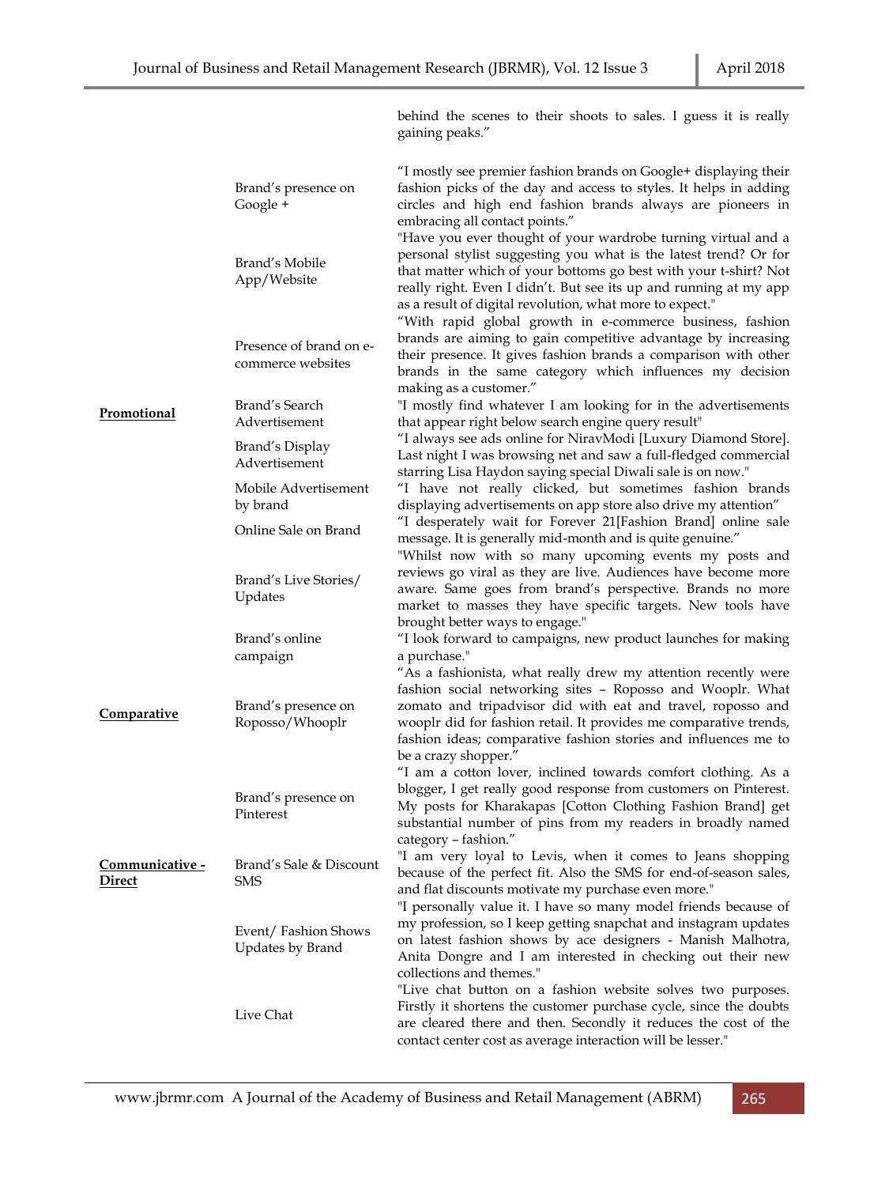| | | |
|---|---|---|
| | | behind the scenes to their shoots to sales. I guess it is really gaining peaks." |
| | Brand's presence on Google + | "I mostly see premier fashion brands on Google+ displaying their fashion picks of the day and access to styles. It helps in adding circles and high end fashion brands always are pioneers in embracing all contact points." |
| | Brand's Mobile App/Website | "Have you ever thought of your wardrobe turning virtual and a personal stylist suggesting you what is the latest trend? Or for that matter which of your bottoms go best with your t-shirt? Not really right. Even I didn't. But see its up and running at my app as a result of digital revolution, what more to expect." |
| | Presence of brand on e-commerce websites | "With rapid global growth in e-commerce business, fashion brands are aiming to gain competitive advantage by increasing their presence. It gives fashion brands a comparison with other brands in the same category which influences my decision making as a customer." |
| **Promotional** | Brand's Search Advertisement | "I mostly find whatever I am looking for in the advertisements that appear right below search engine query result" |
| | Brand's Display Advertisement | "I always see ads online for NiravModi [Luxury Diamond Store]. Last night I was browsing net and saw a full-fledged commercial starring Lisa Haydon saying special Diwali sale is on now." |
| | Mobile Advertisement by brand | "I have not really clicked, but sometimes fashion brands displaying advertisements on app store also drive my attention" |
| | Online Sale on Brand | "I desperately wait for Forever 21[Fashion Brand] online sale message. It is generally mid-month and is quite genuine." |
| | Brand's Live Stories/ Updates | "Whilst now with so many upcoming events my posts and reviews go viral as they are live. Audiences have become more aware. Same goes from brand's perspective. Brands no more market to masses they have specific targets. New tools have brought better ways to engage." |
| | Brand's online campaign | "I look forward to campaigns, new product launches for making a purchase." |
| **Comparative** | Brand's presence on Roposso/Whooplr | "As a fashionista, what really drew my attention recently were fashion social networking sites – Roposso and Wooplr. What zomato and tripadvisor did with eat and travel, roposso and wooplr did for fashion retail. It provides me comparative trends, fashion ideas; comparative fashion stories and influences me to be a crazy shopper." |
| | Brand's presence on Pinterest | "I am a cotton lover, inclined towards comfort clothing. As a blogger, I get really good response from customers on Pinterest. My posts for Kharakapas [Cotton Clothing Fashion Brand] get substantial number of pins from my readers in broadly named category – fashion." |
| **Communicative - Direct** | Brand's Sale & Discount SMS | "I am very loyal to Levis, when it comes to Jeans shopping because of the perfect fit. Also the SMS for end-of-season sales, and flat discounts motivate my purchase even more." |
| | Event/ Fashion Shows Updates by Brand | "I personally value it. I have so many model friends because of my profession, so I keep getting snapchat and instagram updates on latest fashion shows by ace designers - Manish Malhotra, Anita Dongre and I am interested in checking out their new collections and themes." |
| | Live Chat | "Live chat button on a fashion website solves two purposes. Firstly it shortens the customer purchase cycle, since the doubts are cleared there and then. Secondly it reduces the cost of the contact center cost as average interaction will be lesser." |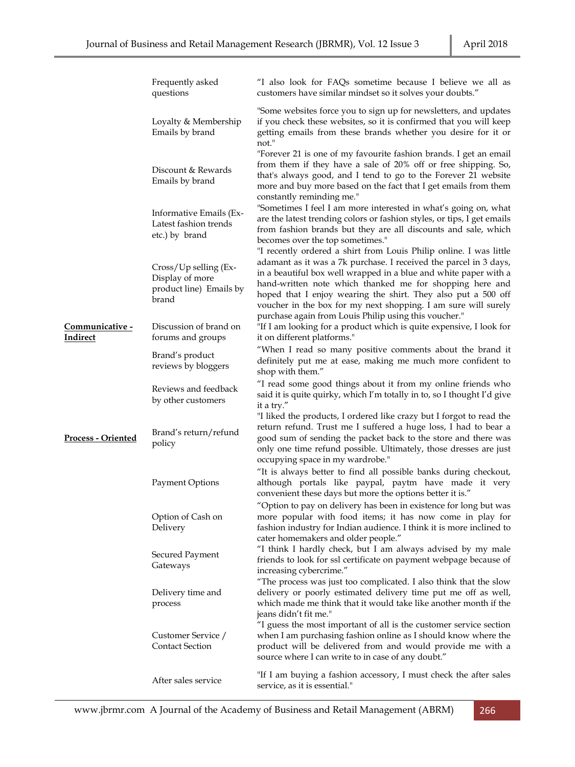| | | |
|---|---|---|
| | Frequently asked questions | "I also look for FAQs sometime because I believe we all as customers have similar mindset so it solves your doubts." |
| | Loyalty & Membership Emails by brand | "Some websites force you to sign up for newsletters, and updates if you check these websites, so it is confirmed that you will keep getting emails from these brands whether you desire for it or not." |
| | Discount & Rewards Emails by brand | "Forever 21 is one of my favourite fashion brands. I get an email from them if they have a sale of 20% off or free shipping. So, that's always good, and I tend to go to the Forever 21 website more and buy more based on the fact that I get emails from them constantly reminding me." |
| | Informative Emails (Ex- Latest fashion trends etc.) by brand | "Sometimes I feel I am more interested in what's going on, what are the latest trending colors or fashion styles, or tips, I get emails from fashion brands but they are all discounts and sale, which becomes over the top sometimes." |
| | Cross/Up selling (Ex- Display of more product line) Emails by brand | "I recently ordered a shirt from Louis Philip online. I was little adamant as it was a 7k purchase. I received the parcel in 3 days, in a beautiful box well wrapped in a blue and white paper with a hand-written note which thanked me for shopping here and hoped that I enjoy wearing the shirt. They also put a 500 off voucher in the box for my next shopping. I am sure will surely purchase again from Louis Philip using this voucher." |
| **<u>Communicative - Indirect</u>** | Discussion of brand on forums and groups | "If I am looking for a product which is quite expensive, I look for it on different platforms." |
| | Brand's product reviews by bloggers | "When I read so many positive comments about the brand it definitely put me at ease, making me much more confident to shop with them." |
| | Reviews and feedback by other customers | "I read some good things about it from my online friends who said it is quite quirky, which I'm totally in to, so I thought I'd give it a try." |
| **<u>Process - Oriented</u>** | Brand's return/refund policy | "I liked the products, I ordered like crazy but I forgot to read the return refund. Trust me I suffered a huge loss, I had to bear a good sum of sending the packet back to the store and there was only one time refund possible. Ultimately, those dresses are just occupying space in my wardrobe." |
| | Payment Options | "It is always better to find all possible banks during checkout, although portals like paypal, paytm have made it very convenient these days but more the options better it is." |
| | Option of Cash on Delivery | "Option to pay on delivery has been in existence for long but was more popular with food items; it has now come in play for fashion industry for Indian audience. I think it is more inclined to cater homemakers and older people." |
| | Secured Payment Gateways | "I think I hardly check, but I am always advised by my male friends to look for ssl certificate on payment webpage because of increasing cybercrime." |
| | Delivery time and process | "The process was just too complicated. I also think that the slow delivery or poorly estimated delivery time put me off as well, which made me think that it would take like another month if the jeans didn't fit me." |
| | Customer Service / Contact Section | "I guess the most important of all is the customer service section when I am purchasing fashion online as I should know where the product will be delivered from and would provide me with a source where I can write to in case of any doubt." |
| | After sales service | "If I am buying a fashion accessory, I must check the after sales service, as it is essential." |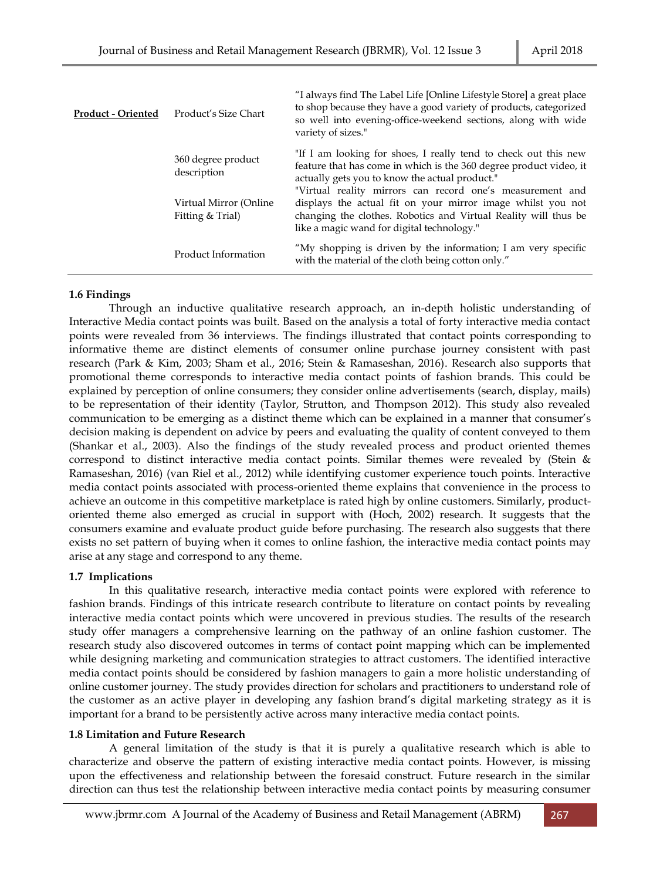| **Product - Oriented** | Product's Size Chart | "I always find The Label Life [Online Lifestyle Store] a great place to shop because they have a good variety of products, categorized so well into evening-office-weekend sections, along with wide variety of sizes." |
|---|---|---|
| | 360 degree product description | "If I am looking for shoes, I really tend to check out this new feature that has come in which is the 360 degree product video, it actually gets you to know the actual product." |
| | Virtual Mirror (Online Fitting & Trial) | "Virtual reality mirrors can record one's measurement and displays the actual fit on your mirror image whilst you not changing the clothes. Robotics and Virtual Reality will thus be like a magic wand for digital technology." |
| | Product Information | "My shopping is driven by the information; I am very specific with the material of the cloth being cotton only." |

### 1.6 Findings

Through an inductive qualitative research approach, an in-depth holistic understanding of Interactive Media contact points was built. Based on the analysis a total of forty interactive media contact points were revealed from 36 interviews. The findings illustrated that contact points corresponding to informative theme are distinct elements of consumer online purchase journey consistent with past research (Park & Kim, 2003; Sham et al., 2016; Stein & Ramaseshan, 2016). Research also supports that promotional theme corresponds to interactive media contact points of fashion brands. This could be explained by perception of online consumers; they consider online advertisements (search, display, mails) to be representation of their identity (Taylor, Strutton, and Thompson 2012). This study also revealed communication to be emerging as a distinct theme which can be explained in a manner that consumer's decision making is dependent on advice by peers and evaluating the quality of content conveyed to them (Shankar et al., 2003). Also the findings of the study revealed process and product oriented themes correspond to distinct interactive media contact points. Similar themes were revealed by (Stein & Ramaseshan, 2016) (van Riel et al., 2012) while identifying customer experience touch points. Interactive media contact points associated with process-oriented theme explains that convenience in the process to achieve an outcome in this competitive marketplace is rated high by online customers. Similarly, product-oriented theme also emerged as crucial in support with (Hoch, 2002) research. It suggests that the consumers examine and evaluate product guide before purchasing. The research also suggests that there exists no set pattern of buying when it comes to online fashion, the interactive media contact points may arise at any stage and correspond to any theme.

### 1.7 Implications

In this qualitative research, interactive media contact points were explored with reference to fashion brands. Findings of this intricate research contribute to literature on contact points by revealing interactive media contact points which were uncovered in previous studies. The results of the research study offer managers a comprehensive learning on the pathway of an online fashion customer. The research study also discovered outcomes in terms of contact point mapping which can be implemented while designing marketing and communication strategies to attract customers. The identified interactive media contact points should be considered by fashion managers to gain a more holistic understanding of online customer journey. The study provides direction for scholars and practitioners to understand role of the customer as an active player in developing any fashion brand's digital marketing strategy as it is important for a brand to be persistently active across many interactive media contact points.

### 1.8 Limitation and Future Research

A general limitation of the study is that it is purely a qualitative research which is able to characterize and observe the pattern of existing interactive media contact points. However, is missing upon the effectiveness and relationship between the foresaid construct. Future research in the similar direction can thus test the relationship between interactive media contact points by measuring consumer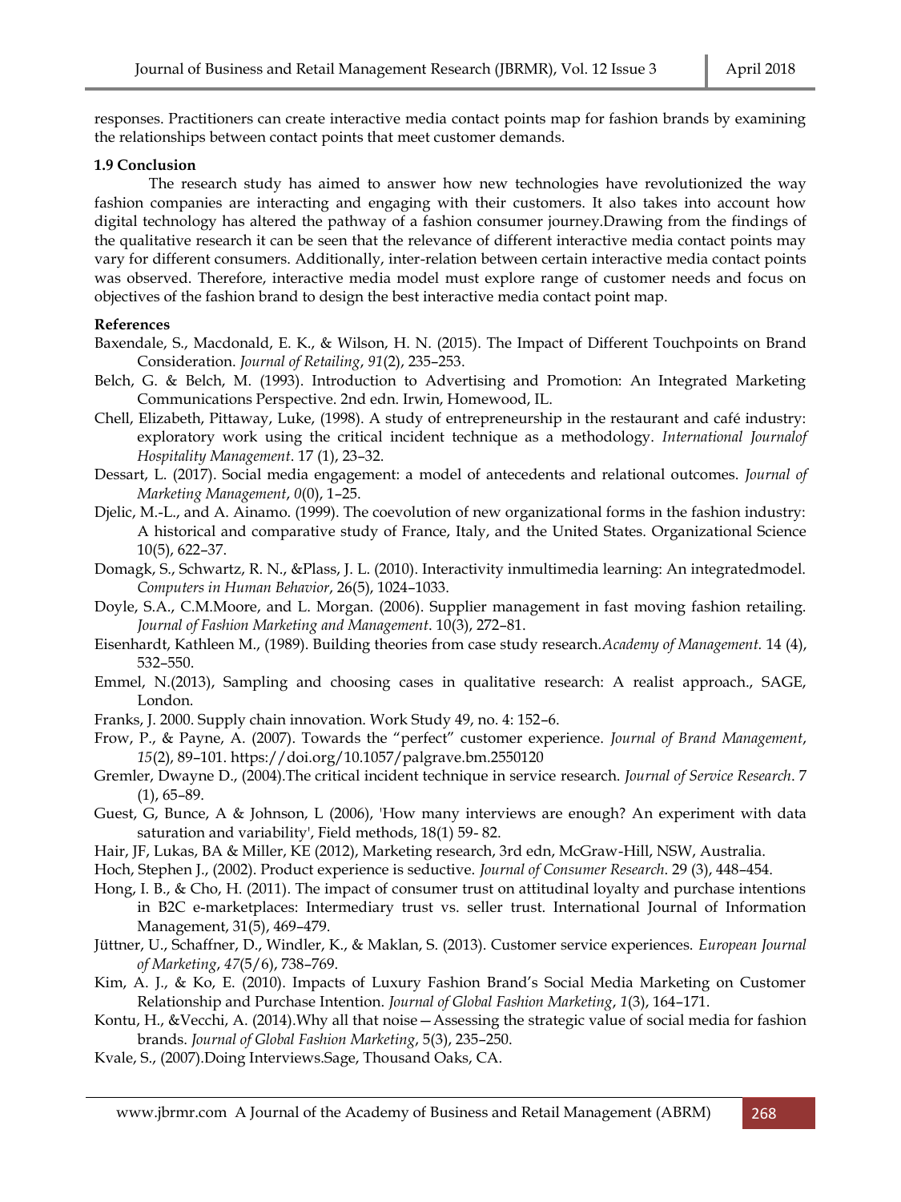responses. Practitioners can create interactive media contact points map for fashion brands by examining the relationships between contact points that meet customer demands.

**1.9 Conclusion**

The research study has aimed to answer how new technologies have revolutionized the way fashion companies are interacting and engaging with their customers. It also takes into account how digital technology has altered the pathway of a fashion consumer journey.Drawing from the findings of the qualitative research it can be seen that the relevance of different interactive media contact points may vary for different consumers. Additionally, inter-relation between certain interactive media contact points was observed. Therefore, interactive media model must explore range of customer needs and focus on objectives of the fashion brand to design the best interactive media contact point map.

**References**

Baxendale, S., Macdonald, E. K., & Wilson, H. N. (2015). The Impact of Different Touchpoints on Brand Consideration. *Journal of Retailing*, *91*(2), 235–253.

Belch, G. & Belch, M. (1993). Introduction to Advertising and Promotion: An Integrated Marketing Communications Perspective. 2nd edn. Irwin, Homewood, IL.

Chell, Elizabeth, Pittaway, Luke, (1998). A study of entrepreneurship in the restaurant and café industry: exploratory work using the critical incident technique as a methodology. *International Journalof Hospitality Management*. 17 (1), 23–32.

Dessart, L. (2017). Social media engagement: a model of antecedents and relational outcomes. *Journal of Marketing Management*, *0*(0), 1–25.

Djelic, M.-L., and A. Ainamo. (1999). The coevolution of new organizational forms in the fashion industry: A historical and comparative study of France, Italy, and the United States. Organizational Science 10(5), 622–37.

Domagk, S., Schwartz, R. N., &Plass, J. L. (2010). Interactivity inmultimedia learning: An integratedmodel. *Computers in Human Behavior*, 26(5), 1024–1033.

Doyle, S.A., C.M.Moore, and L. Morgan. (2006). Supplier management in fast moving fashion retailing. *Journal of Fashion Marketing and Management*. 10(3), 272–81.

Eisenhardt, Kathleen M., (1989). Building theories from case study research.*Academy of Management.* 14 (4), 532–550.

Emmel, N.(2013), Sampling and choosing cases in qualitative research: A realist approach., SAGE, London.

Franks, J. 2000. Supply chain innovation. Work Study 49, no. 4: 152–6.

Frow, P., & Payne, A. (2007). Towards the "perfect" customer experience. *Journal of Brand Management*, *15*(2), 89–101. https://doi.org/10.1057/palgrave.bm.2550120

Gremler, Dwayne D., (2004).The critical incident technique in service research. *Journal of Service Research*. 7 (1), 65–89.

Guest, G, Bunce, A & Johnson, L (2006), 'How many interviews are enough? An experiment with data saturation and variability', Field methods, 18(1) 59- 82.

Hair, JF, Lukas, BA & Miller, KE (2012), Marketing research, 3rd edn, McGraw-Hill, NSW, Australia.

Hoch, Stephen J., (2002). Product experience is seductive. *Journal of Consumer Research.* 29 (3), 448–454.

Hong, I. B., & Cho, H. (2011). The impact of consumer trust on attitudinal loyalty and purchase intentions in B2C e-marketplaces: Intermediary trust vs. seller trust. International Journal of Information Management, 31(5), 469–479.

Jüttner, U., Schaffner, D., Windler, K., & Maklan, S. (2013). Customer service experiences. *European Journal of Marketing*, *47*(5/6), 738–769.

Kim, A. J., & Ko, E. (2010). Impacts of Luxury Fashion Brand's Social Media Marketing on Customer Relationship and Purchase Intention. *Journal of Global Fashion Marketing*, *1*(3), 164–171.

Kontu, H., &Vecchi, A. (2014).Why all that noise—Assessing the strategic value of social media for fashion brands. *Journal of Global Fashion Marketing*, 5(3), 235–250.

Kvale, S., (2007).Doing Interviews.Sage, Thousand Oaks, CA.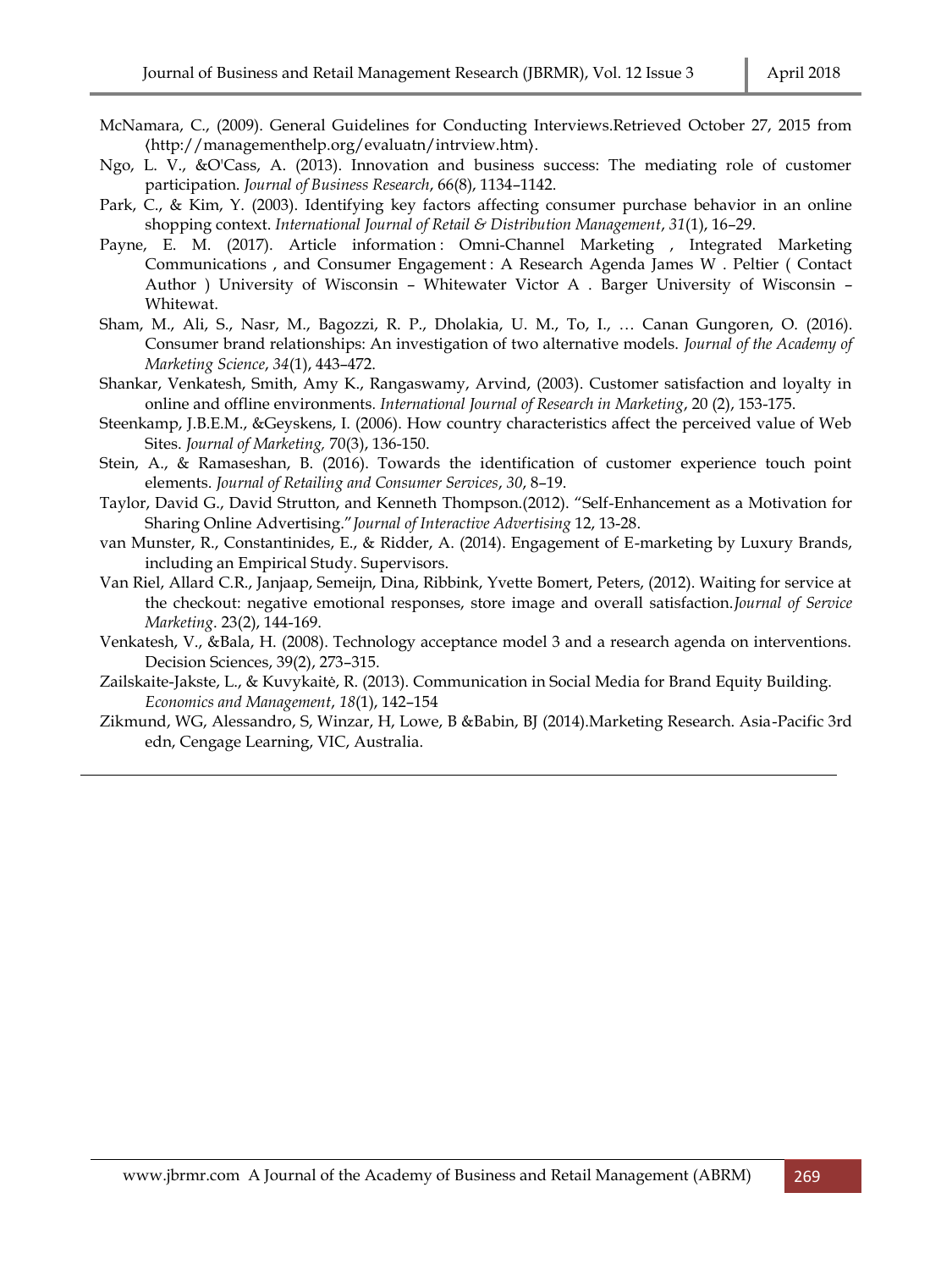McNamara, C., (2009). General Guidelines for Conducting Interviews.Retrieved October 27, 2015 from ⟨http://managementhelp.org/evaluatn/intrview.htm⟩.

Ngo, L. V., &O'Cass, A. (2013). Innovation and business success: The mediating role of customer participation. *Journal of Business Research*, 66(8), 1134–1142.

Park, C., & Kim, Y. (2003). Identifying key factors affecting consumer purchase behavior in an online shopping context. *International Journal of Retail & Distribution Management*, *31*(1), 16–29.

Payne, E. M. (2017). Article information : Omni-Channel Marketing , Integrated Marketing Communications , and Consumer Engagement : A Research Agenda James W . Peltier ( Contact Author ) University of Wisconsin – Whitewater Victor A . Barger University of Wisconsin – Whitewat.

Sham, M., Ali, S., Nasr, M., Bagozzi, R. P., Dholakia, U. M., To, I., … Canan Gungoren, O. (2016). Consumer brand relationships: An investigation of two alternative models. *Journal of the Academy of Marketing Science*, *34*(1), 443–472.

Shankar, Venkatesh, Smith, Amy K., Rangaswamy, Arvind, (2003). Customer satisfaction and loyalty in online and offline environments. *International Journal of Research in Marketing*, 20 (2), 153-175.

Steenkamp, J.B.E.M., &Geyskens, I. (2006). How country characteristics affect the perceived value of Web Sites. *Journal of Marketing,* 70(3), 136-150.

Stein, A., & Ramaseshan, B. (2016). Towards the identification of customer experience touch point elements. *Journal of Retailing and Consumer Services*, *30*, 8–19.

Taylor, David G., David Strutton, and Kenneth Thompson.(2012). "Self-Enhancement as a Motivation for Sharing Online Advertising." *Journal of Interactive Advertising* 12, 13-28.

van Munster, R., Constantinides, E., & Ridder, A. (2014). Engagement of E-marketing by Luxury Brands, including an Empirical Study. Supervisors.

Van Riel, Allard C.R., Janjaap, Semeijn, Dina, Ribbink, Yvette Bomert, Peters, (2012). Waiting for service at the checkout: negative emotional responses, store image and overall satisfaction.*Journal of Service Marketing*. 23(2), 144-169.

Venkatesh, V., &Bala, H. (2008). Technology acceptance model 3 and a research agenda on interventions. Decision Sciences, 39(2), 273–315.

Zailskaite-Jakste, L., & Kuvykaitė, R. (2013). Communication in Social Media for Brand Equity Building. *Economics and Management*, *18*(1), 142–154

Zikmund, WG, Alessandro, S, Winzar, H, Lowe, B &Babin, BJ (2014).Marketing Research. Asia-Pacific 3rd edn, Cengage Learning, VIC, Australia.